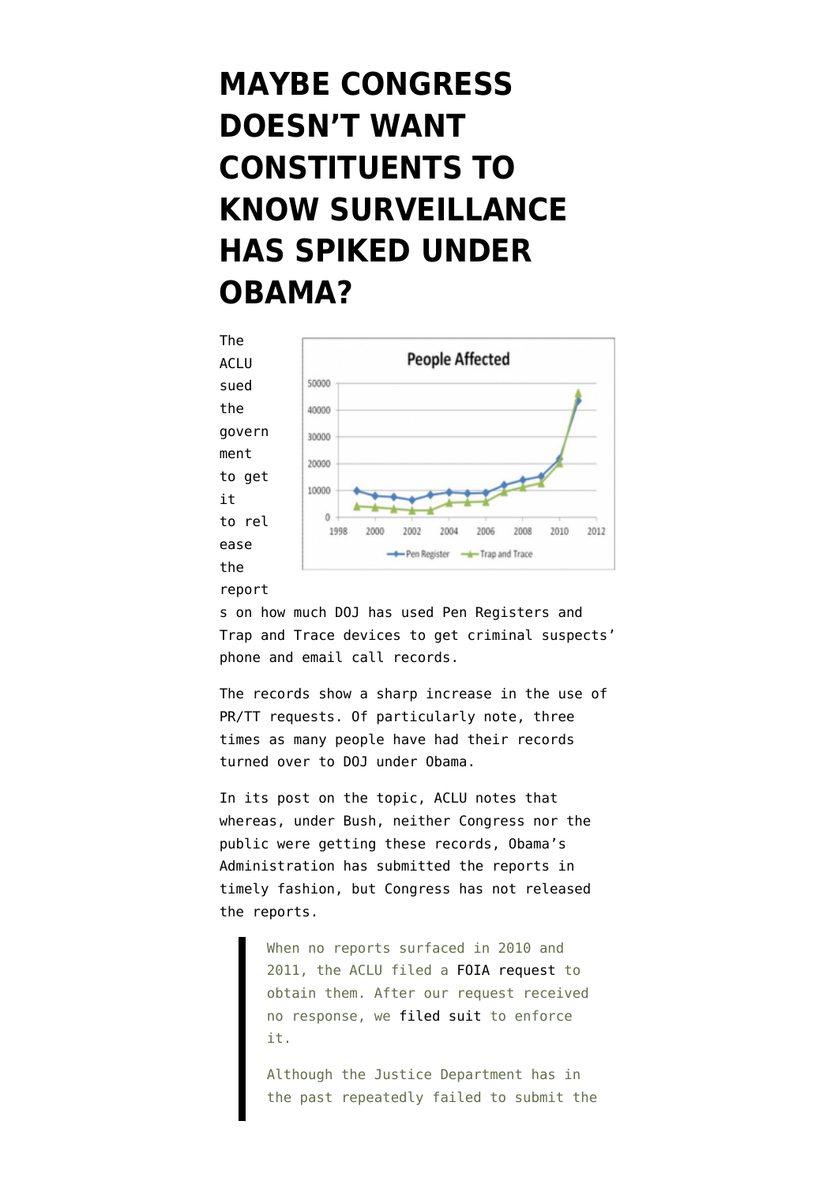# MAYBE CONGRESS DOESN'T WANT CONSTITUENTS TO KNOW SURVEILLANCE HAS SPIKED UNDER OBAMA?

The ACLU sued the government to get it to release the reports on how much DOJ has used Pen Registers and Trap and Trace devices to get criminal suspects' phone and email call records.

The records show a sharp increase in the use of PR/TT requests. Of particularly note, three times as many people have had their records turned over to DOJ under Obama.

In its post on the topic, ACLU notes that whereas, under Bush, neither Congress nor the public were getting these records, Obama's Administration has submitted the reports in timely fashion, but Congress has not released the reports.

> When no reports surfaced in 2010 and 2011, the ACLU filed a FOIA request to obtain them. After our request received no response, we filed suit to enforce it.
>
> Although the Justice Department has in the past repeatedly failed to submit the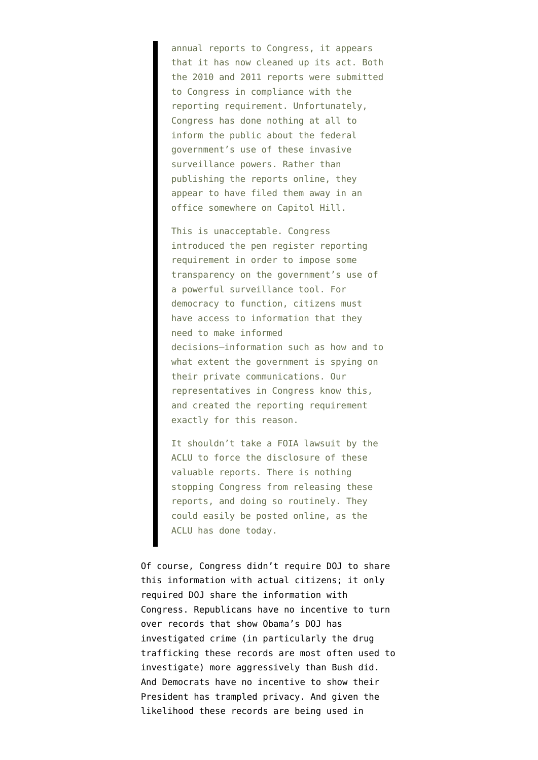> annual reports to Congress, it appears that it has now cleaned up its act. Both the 2010 and 2011 reports were submitted to Congress in compliance with the reporting requirement. Unfortunately, Congress has done nothing at all to inform the public about the federal government's use of these invasive surveillance powers. Rather than publishing the reports online, they appear to have filed them away in an office somewhere on Capitol Hill.
>
> This is unacceptable. Congress introduced the pen register reporting requirement in order to impose some transparency on the government's use of a powerful surveillance tool. For democracy to function, citizens must have access to information that they need to make informed decisions—information such as how and to what extent the government is spying on their private communications. Our representatives in Congress know this, and created the reporting requirement exactly for this reason.
>
> It shouldn't take a FOIA lawsuit by the ACLU to force the disclosure of these valuable reports. There is nothing stopping Congress from releasing these reports, and doing so routinely. They could easily be posted online, as the ACLU has done today.

Of course, Congress didn't require DOJ to share this information with actual citizens; it only required DOJ share the information with Congress. Republicans have no incentive to turn over records that show Obama's DOJ has investigated crime (in particularly the drug trafficking these records are most often used to investigate) more aggressively than Bush did. And Democrats have no incentive to show their President has trampled privacy. And given the likelihood these records are being used in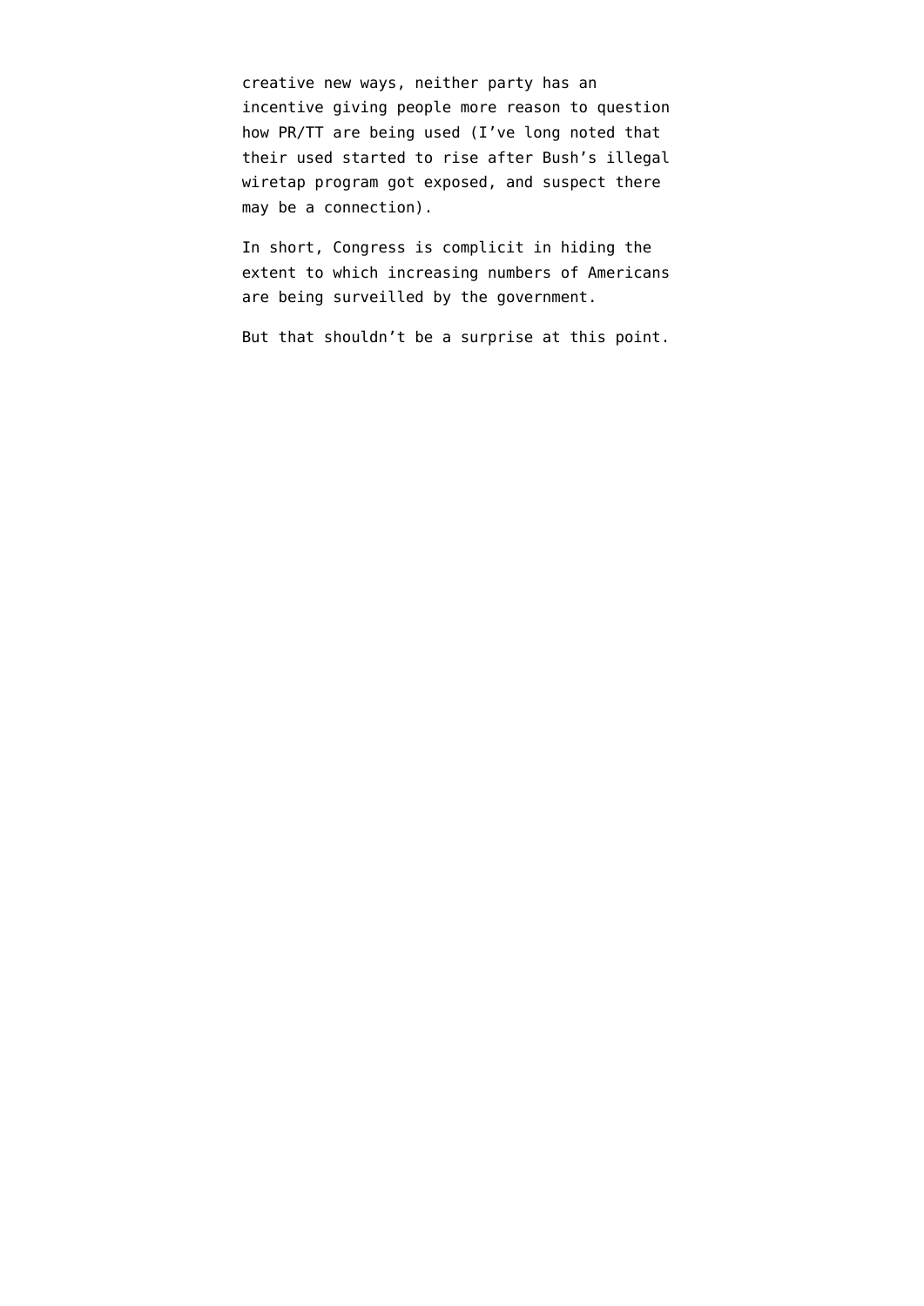creative new ways, neither party has an incentive giving people more reason to question how PR/TT are being used (I've long noted that their used started to rise after Bush's illegal wiretap program got exposed, and suspect there may be a connection).

In short, Congress is complicit in hiding the extent to which increasing numbers of Americans are being surveilled by the government.

But that shouldn't be a surprise at this point.